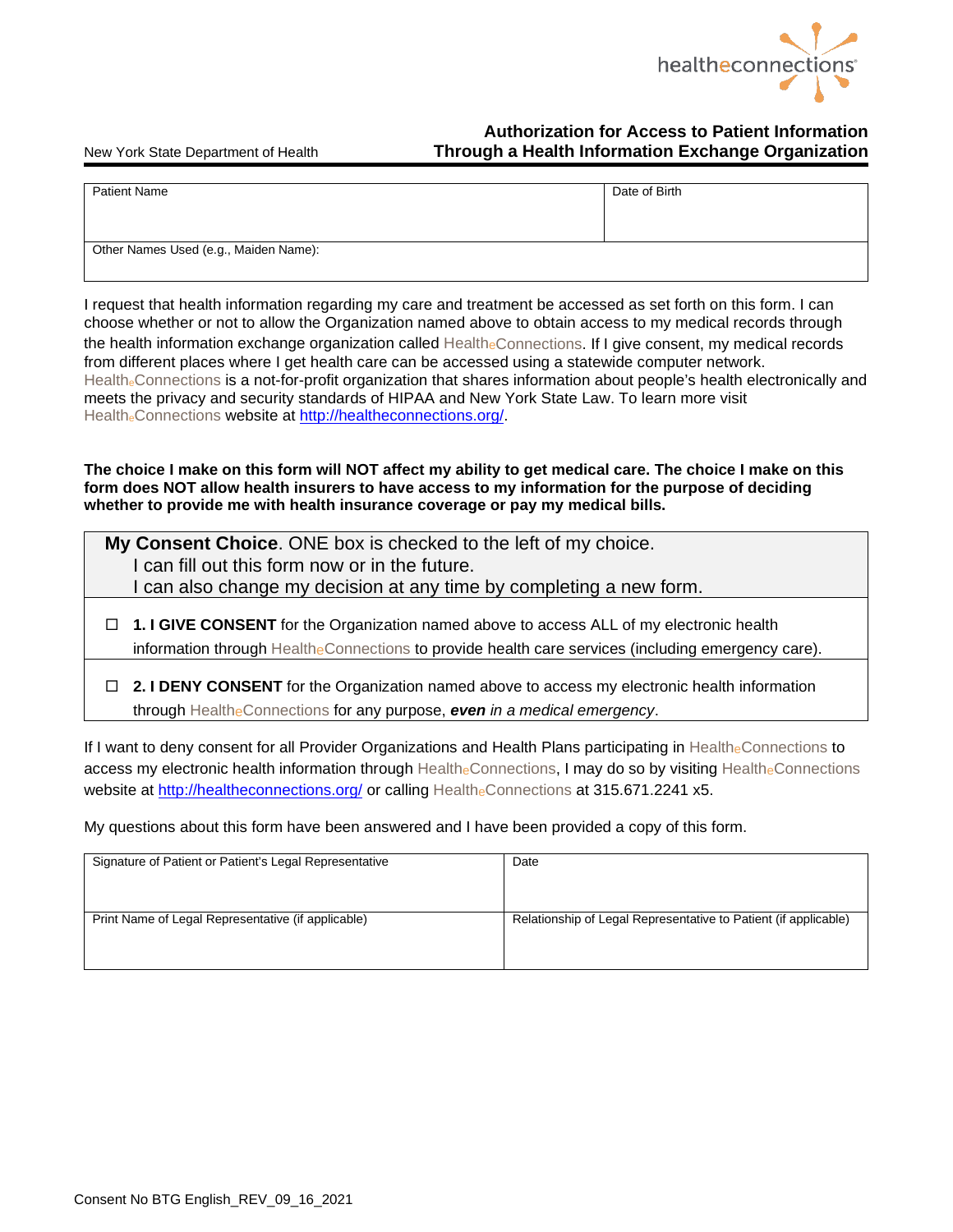healtheconnections

New York State Department of Health

# Authorization for Access to Patient Information Through a Health Information Exchange Organization

| Patient Name | Date of Birth |
|---|---|
| Other Names Used (e.g., Maiden Name): | |

I request that health information regarding my care and treatment be accessed as set forth on this form. I can choose whether or not to allow the Organization named above to obtain access to my medical records through the health information exchange organization called HealtheConnections. If I give consent, my medical records from different places where I get health care can be accessed using a statewide computer network. HealtheConnections is a not-for-profit organization that shares information about people's health electronically and meets the privacy and security standards of HIPAA and New York State Law. To learn more visit HealtheConnections website at http://healtheconnections.org/.

**The choice I make on this form will NOT affect my ability to get medical care. The choice I make on this form does NOT allow health insurers to have access to my information for the purpose of deciding whether to provide me with health insurance coverage or pay my medical bills.**

**My Consent Choice**. ONE box is checked to the left of my choice.
I can fill out this form now or in the future.
I can also change my decision at any time by completing a new form.

☐ **1. I GIVE CONSENT** for the Organization named above to access ALL of my electronic health information through HealtheConnections to provide health care services (including emergency care).

☐ **2. I DENY CONSENT** for the Organization named above to access my electronic health information through HealtheConnections for any purpose, ***even** in a medical emergency*.

If I want to deny consent for all Provider Organizations and Health Plans participating in HealtheConnections to access my electronic health information through HealtheConnections, I may do so by visiting HealtheConnections website at http://healtheconnections.org/ or calling HealtheConnections at 315.671.2241 x5.

My questions about this form have been answered and I have been provided a copy of this form.

| Signature of Patient or Patient's Legal Representative | Date |
|---|---|
| Print Name of Legal Representative (if applicable) | Relationship of Legal Representative to Patient (if applicable) |

Consent No BTG English_REV_09_16_2021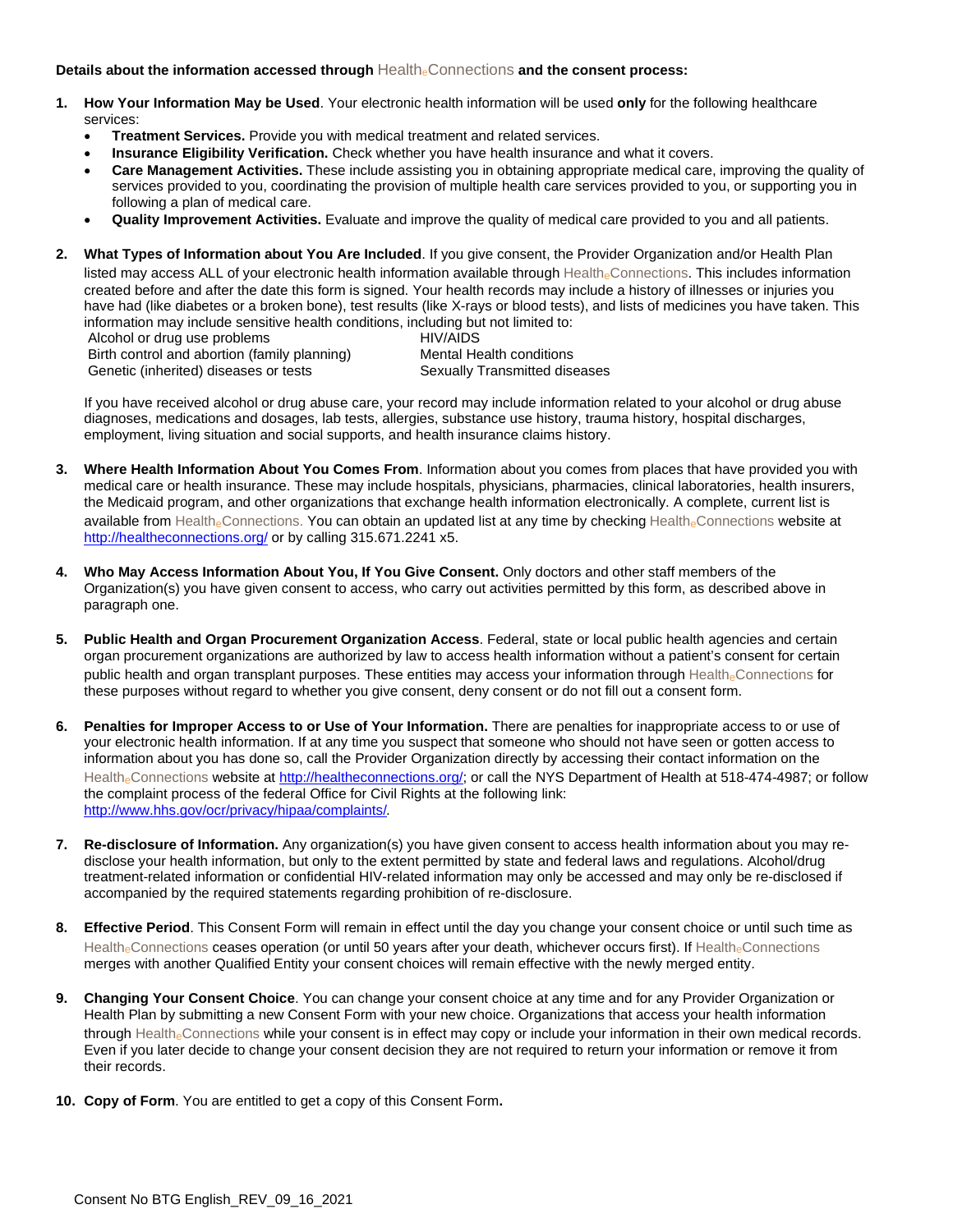**Details about the information accessed through HealtheConnections and the consent process:**

1. **How Your Information May be Used**. Your electronic health information will be used **only** for the following healthcare services:
   - **Treatment Services.** Provide you with medical treatment and related services.
   - **Insurance Eligibility Verification.** Check whether you have health insurance and what it covers.
   - **Care Management Activities.** These include assisting you in obtaining appropriate medical care, improving the quality of services provided to you, coordinating the provision of multiple health care services provided to you, or supporting you in following a plan of medical care.
   - **Quality Improvement Activities.** Evaluate and improve the quality of medical care provided to you and all patients.

2. **What Types of Information about You Are Included**. If you give consent, the Provider Organization and/or Health Plan listed may access ALL of your electronic health information available through HealtheConnections. This includes information created before and after the date this form is signed. Your health records may include a history of illnesses or injuries you have had (like diabetes or a broken bone), test results (like X-rays or blood tests), and lists of medicines you have taken. This information may include sensitive health conditions, including but not limited to:

   | | |
   |---|---|
   | Alcohol or drug use problems | HIV/AIDS |
   | Birth control and abortion (family planning) | Mental Health conditions |
   | Genetic (inherited) diseases or tests | Sexually Transmitted diseases |

   If you have received alcohol or drug abuse care, your record may include information related to your alcohol or drug abuse diagnoses, medications and dosages, lab tests, allergies, substance use history, trauma history, hospital discharges, employment, living situation and social supports, and health insurance claims history.

3. **Where Health Information About You Comes From**. Information about you comes from places that have provided you with medical care or health insurance. These may include hospitals, physicians, pharmacies, clinical laboratories, health insurers, the Medicaid program, and other organizations that exchange health information electronically. A complete, current list is available from HealtheConnections. You can obtain an updated list at any time by checking HealtheConnections website at http://healtheconnections.org/ or by calling 315.671.2241 x5.

4. **Who May Access Information About You, If You Give Consent.** Only doctors and other staff members of the Organization(s) you have given consent to access, who carry out activities permitted by this form, as described above in paragraph one.

5. **Public Health and Organ Procurement Organization Access**. Federal, state or local public health agencies and certain organ procurement organizations are authorized by law to access health information without a patient's consent for certain public health and organ transplant purposes. These entities may access your information through HealtheConnections for these purposes without regard to whether you give consent, deny consent or do not fill out a consent form.

6. **Penalties for Improper Access to or Use of Your Information.** There are penalties for inappropriate access to or use of your electronic health information. If at any time you suspect that someone who should not have seen or gotten access to information about you has done so, call the Provider Organization directly by accessing their contact information on the HealtheConnections website at http://healtheconnections.org/; or call the NYS Department of Health at 518-474-4987; or follow the complaint process of the federal Office for Civil Rights at the following link: http://www.hhs.gov/ocr/privacy/hipaa/complaints/.

7. **Re-disclosure of Information.** Any organization(s) you have given consent to access health information about you may re-disclose your health information, but only to the extent permitted by state and federal laws and regulations. Alcohol/drug treatment-related information or confidential HIV-related information may only be accessed and may only be re-disclosed if accompanied by the required statements regarding prohibition of re-disclosure.

8. **Effective Period**. This Consent Form will remain in effect until the day you change your consent choice or until such time as HealtheConnections ceases operation (or until 50 years after your death, whichever occurs first). If HealtheConnections merges with another Qualified Entity your consent choices will remain effective with the newly merged entity.

9. **Changing Your Consent Choice**. You can change your consent choice at any time and for any Provider Organization or Health Plan by submitting a new Consent Form with your new choice. Organizations that access your health information through HealtheConnections while your consent is in effect may copy or include your information in their own medical records. Even if you later decide to change your consent decision they are not required to return your information or remove it from their records.

10. **Copy of Form**. You are entitled to get a copy of this Consent Form**.**

Consent No BTG English_REV_09_16_2021